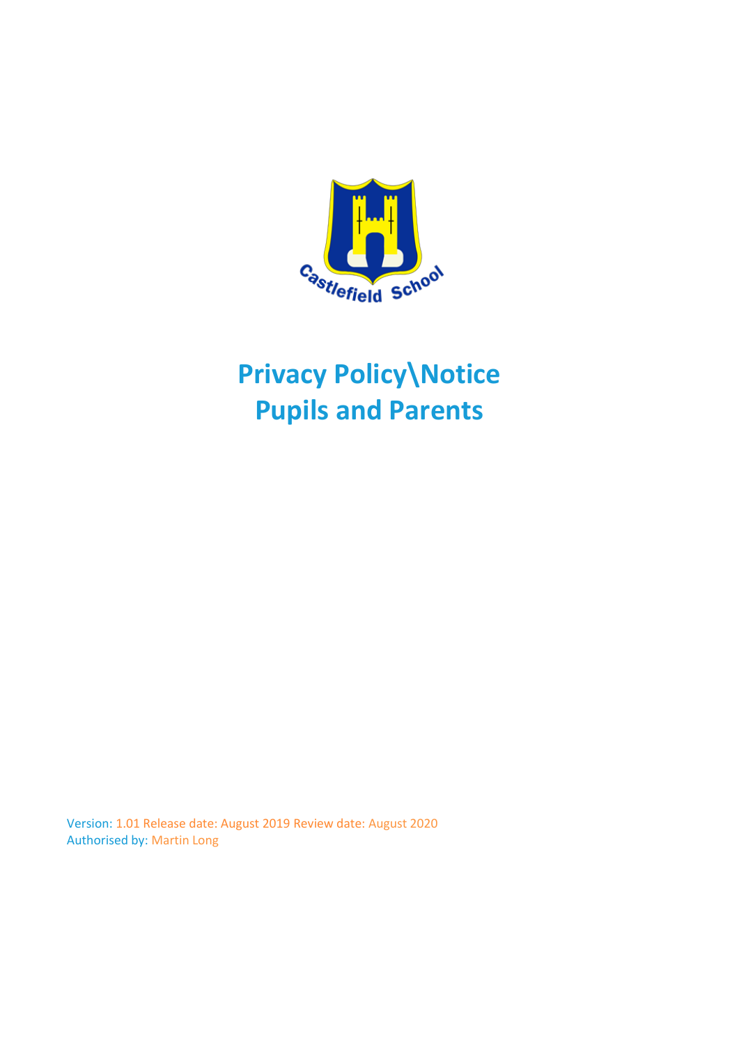# Privacy Policy\Notice
# Pupils and Parents

Version: 1.01 Release date: August 2019 Review date: August 2020
Authorised by: Martin Long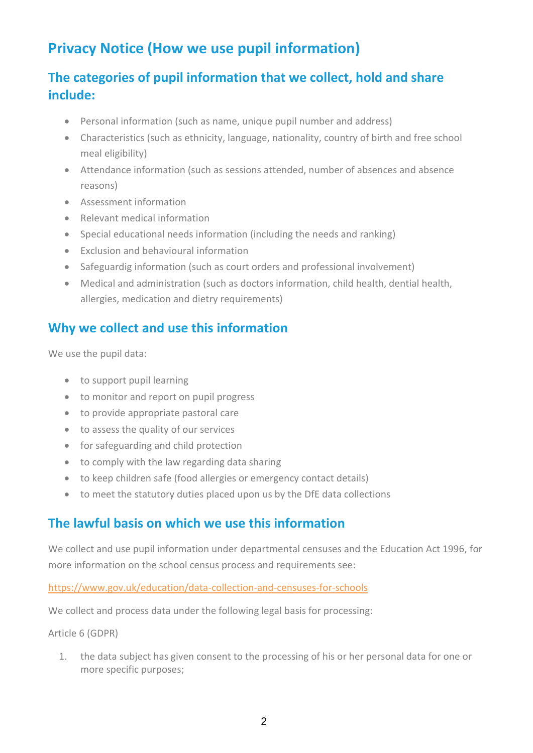## Privacy Notice (How we use pupil information)

## The categories of pupil information that we collect, hold and share include:

- Personal information (such as name, unique pupil number and address)
- Characteristics (such as ethnicity, language, nationality, country of birth and free school meal eligibility)
- Attendance information (such as sessions attended, number of absences and absence reasons)
- Assessment information
- Relevant medical information
- Special educational needs information (including the needs and ranking)
- Exclusion and behavioural information
- Safeguardig information (such as court orders and professional involvement)
- Medical and administration (such as doctors information, child health, dential health, allergies, medication and dietry requirements)

## Why we collect and use this information

We use the pupil data:

- to support pupil learning
- to monitor and report on pupil progress
- to provide appropriate pastoral care
- to assess the quality of our services
- for safeguarding and child protection
- to comply with the law regarding data sharing
- to keep children safe (food allergies or emergency contact details)
- to meet the statutory duties placed upon us by the DfE data collections

## The lawful basis on which we use this information

We collect and use pupil information under departmental censuses and the Education Act 1996, for more information on the school census process and requirements see:

https://www.gov.uk/education/data-collection-and-censuses-for-schools

We collect and process data under the following legal basis for processing:

Article 6 (GDPR)

1. the data subject has given consent to the processing of his or her personal data for one or more specific purposes;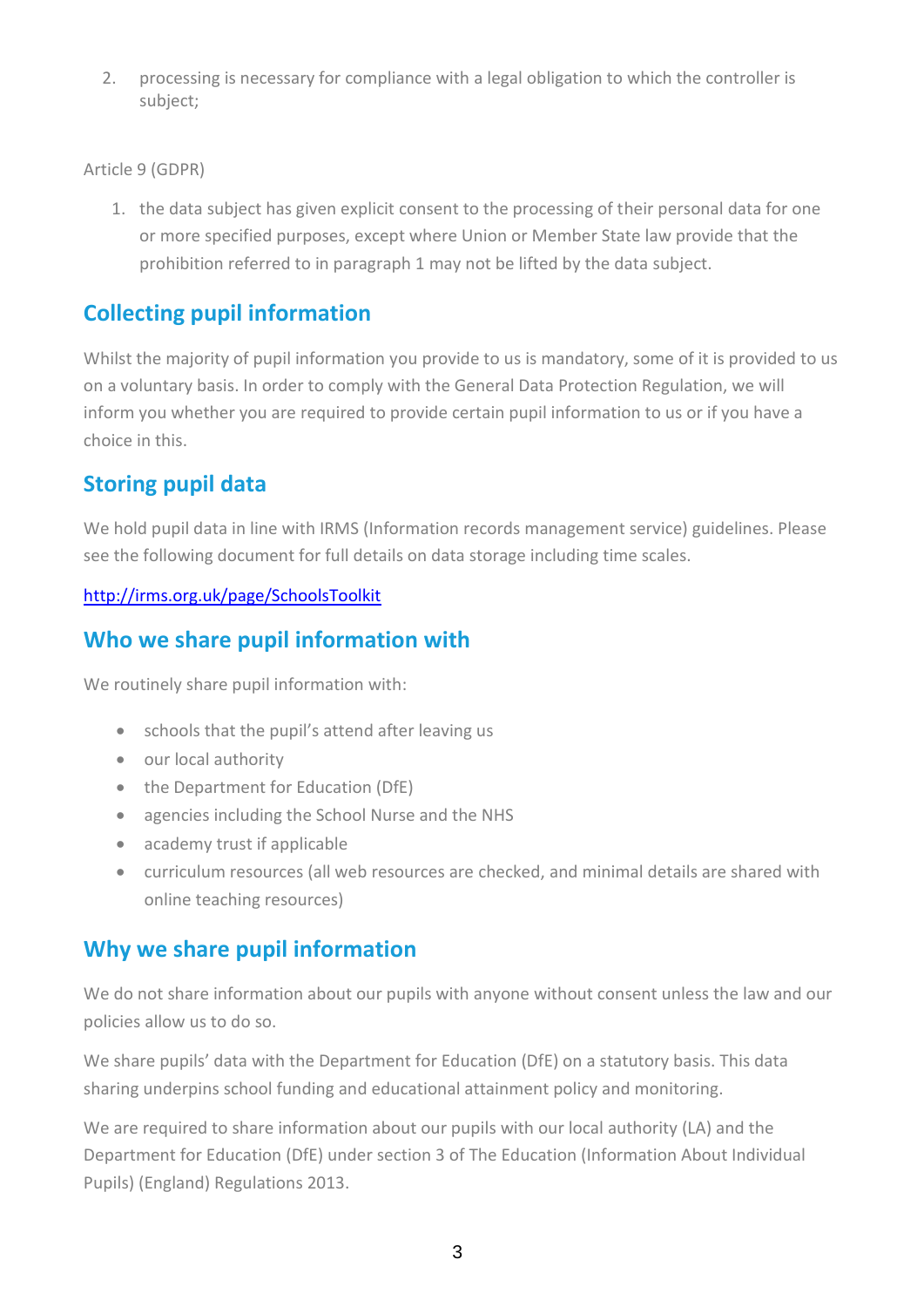2. processing is necessary for compliance with a legal obligation to which the controller is subject;

Article 9 (GDPR)

1. the data subject has given explicit consent to the processing of their personal data for one or more specified purposes, except where Union or Member State law provide that the prohibition referred to in paragraph 1 may not be lifted by the data subject.

## Collecting pupil information

Whilst the majority of pupil information you provide to us is mandatory, some of it is provided to us on a voluntary basis. In order to comply with the General Data Protection Regulation, we will inform you whether you are required to provide certain pupil information to us or if you have a choice in this.

## Storing pupil data

We hold pupil data in line with IRMS (Information records management service) guidelines. Please see the following document for full details on data storage including time scales.

http://irms.org.uk/page/SchoolsToolkit

## Who we share pupil information with

We routinely share pupil information with:

- schools that the pupil's attend after leaving us
- our local authority
- the Department for Education (DfE)
- agencies including the School Nurse and the NHS
- academy trust if applicable
- curriculum resources (all web resources are checked, and minimal details are shared with online teaching resources)

## Why we share pupil information

We do not share information about our pupils with anyone without consent unless the law and our policies allow us to do so.

We share pupils' data with the Department for Education (DfE) on a statutory basis. This data sharing underpins school funding and educational attainment policy and monitoring.

We are required to share information about our pupils with our local authority (LA) and the Department for Education (DfE) under section 3 of The Education (Information About Individual Pupils) (England) Regulations 2013.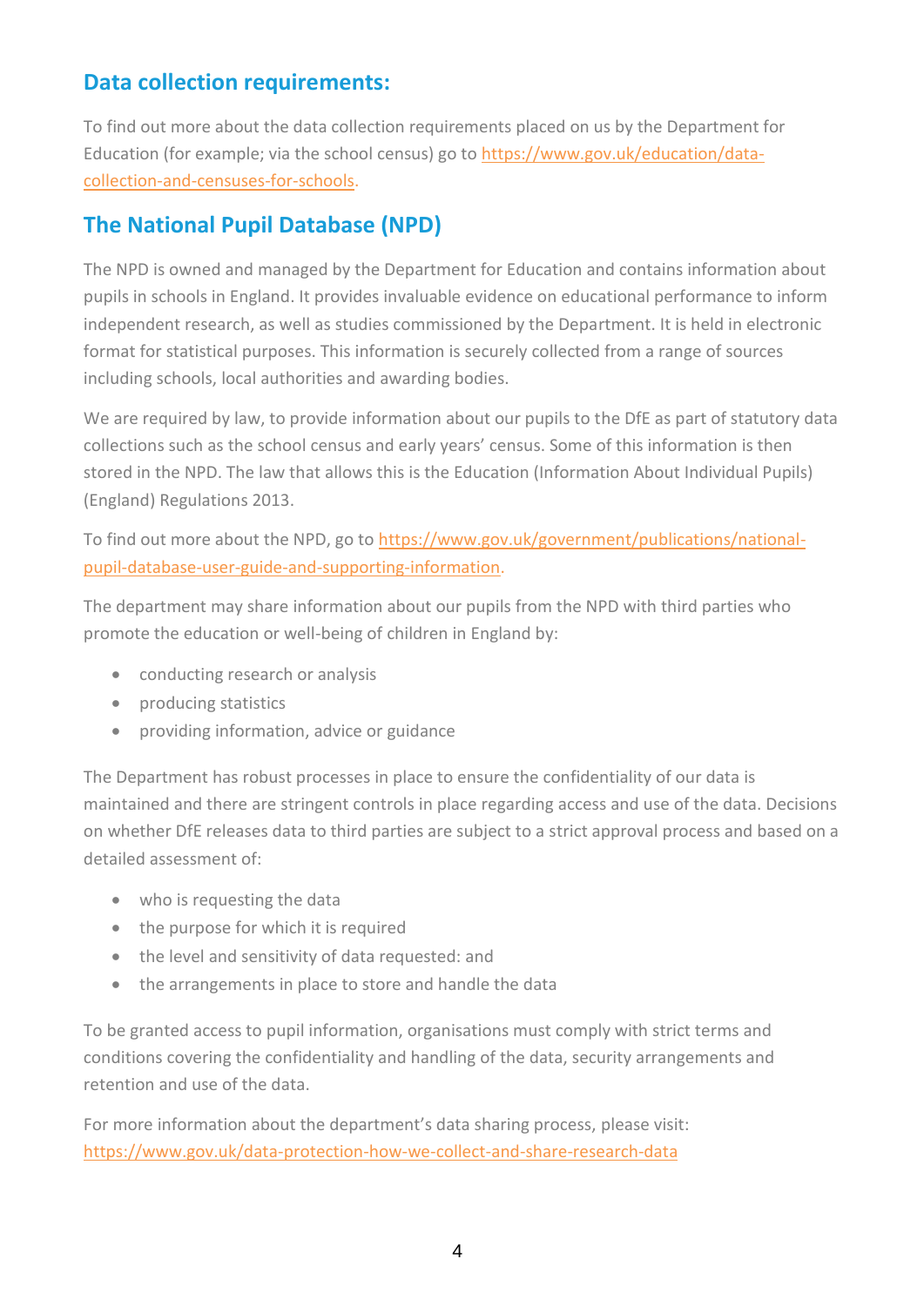## Data collection requirements:

To find out more about the data collection requirements placed on us by the Department for Education (for example; via the school census) go to https://www.gov.uk/education/data-collection-and-censuses-for-schools.

## The National Pupil Database (NPD)

The NPD is owned and managed by the Department for Education and contains information about pupils in schools in England. It provides invaluable evidence on educational performance to inform independent research, as well as studies commissioned by the Department. It is held in electronic format for statistical purposes. This information is securely collected from a range of sources including schools, local authorities and awarding bodies.

We are required by law, to provide information about our pupils to the DfE as part of statutory data collections such as the school census and early years' census. Some of this information is then stored in the NPD. The law that allows this is the Education (Information About Individual Pupils) (England) Regulations 2013.

To find out more about the NPD, go to https://www.gov.uk/government/publications/national-pupil-database-user-guide-and-supporting-information.

The department may share information about our pupils from the NPD with third parties who promote the education or well-being of children in England by:

- conducting research or analysis
- producing statistics
- providing information, advice or guidance

The Department has robust processes in place to ensure the confidentiality of our data is maintained and there are stringent controls in place regarding access and use of the data. Decisions on whether DfE releases data to third parties are subject to a strict approval process and based on a detailed assessment of:

- who is requesting the data
- the purpose for which it is required
- the level and sensitivity of data requested: and
- the arrangements in place to store and handle the data

To be granted access to pupil information, organisations must comply with strict terms and conditions covering the confidentiality and handling of the data, security arrangements and retention and use of the data.

For more information about the department's data sharing process, please visit: https://www.gov.uk/data-protection-how-we-collect-and-share-research-data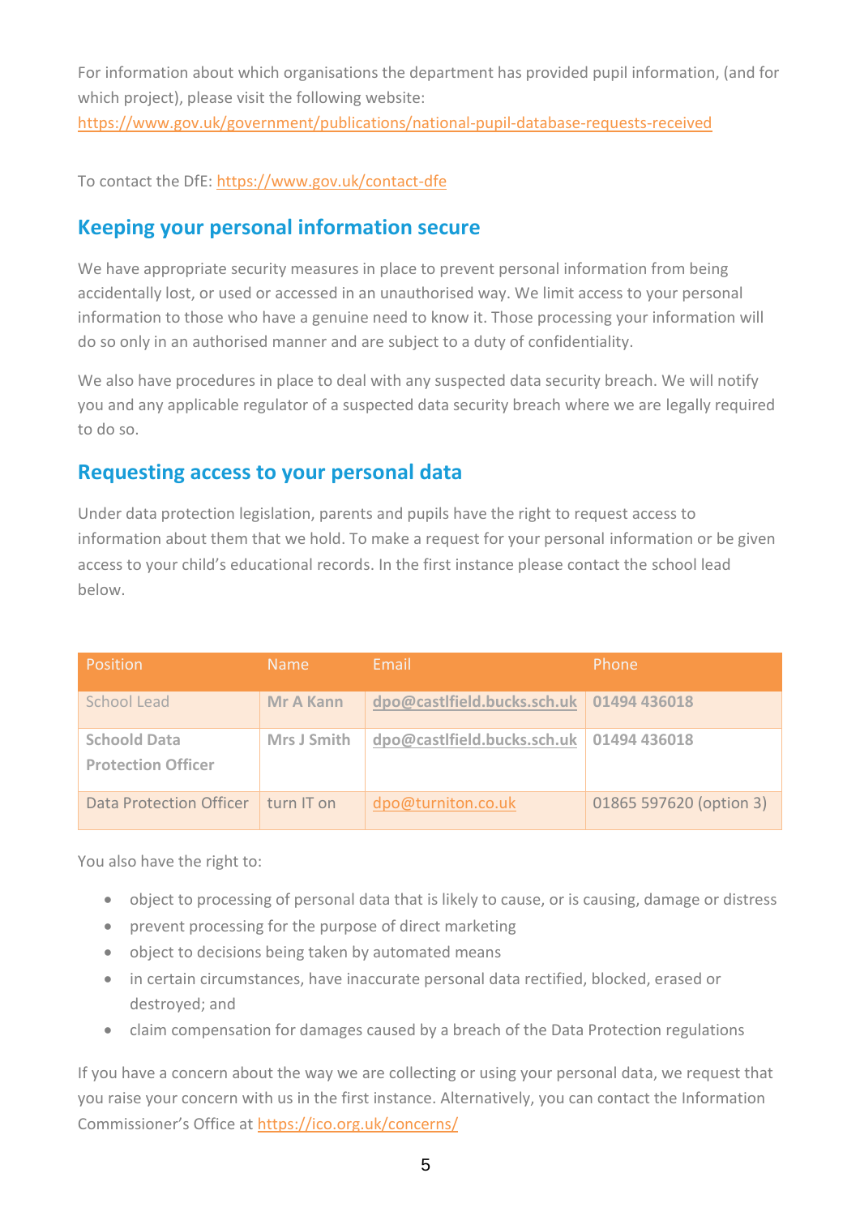For information about which organisations the department has provided pupil information, (and for which project), please visit the following website: https://www.gov.uk/government/publications/national-pupil-database-requests-received

To contact the DfE: https://www.gov.uk/contact-dfe

## Keeping your personal information secure

We have appropriate security measures in place to prevent personal information from being accidentally lost, or used or accessed in an unauthorised way. We limit access to your personal information to those who have a genuine need to know it. Those processing your information will do so only in an authorised manner and are subject to a duty of confidentiality.

We also have procedures in place to deal with any suspected data security breach. We will notify you and any applicable regulator of a suspected data security breach where we are legally required to do so.

## Requesting access to your personal data

Under data protection legislation, parents and pupils have the right to request access to information about them that we hold. To make a request for your personal information or be given access to your child's educational records. In the first instance please contact the school lead below.

| Position | Name | Email | Phone |
|---|---|---|---|
| School Lead | **Mr A Kann** | **dpo@castlfield.bucks.sch.uk** | **01494 436018** |
| **Schoold Data Protection Officer** | **Mrs J Smith** | **dpo@castlfield.bucks.sch.uk** | **01494 436018** |
| Data Protection Officer | turn IT on | dpo@turniton.co.uk | 01865 597620 (option 3) |

You also have the right to:

- object to processing of personal data that is likely to cause, or is causing, damage or distress
- prevent processing for the purpose of direct marketing
- object to decisions being taken by automated means
- in certain circumstances, have inaccurate personal data rectified, blocked, erased or destroyed; and
- claim compensation for damages caused by a breach of the Data Protection regulations

If you have a concern about the way we are collecting or using your personal data, we request that you raise your concern with us in the first instance. Alternatively, you can contact the Information Commissioner's Office at https://ico.org.uk/concerns/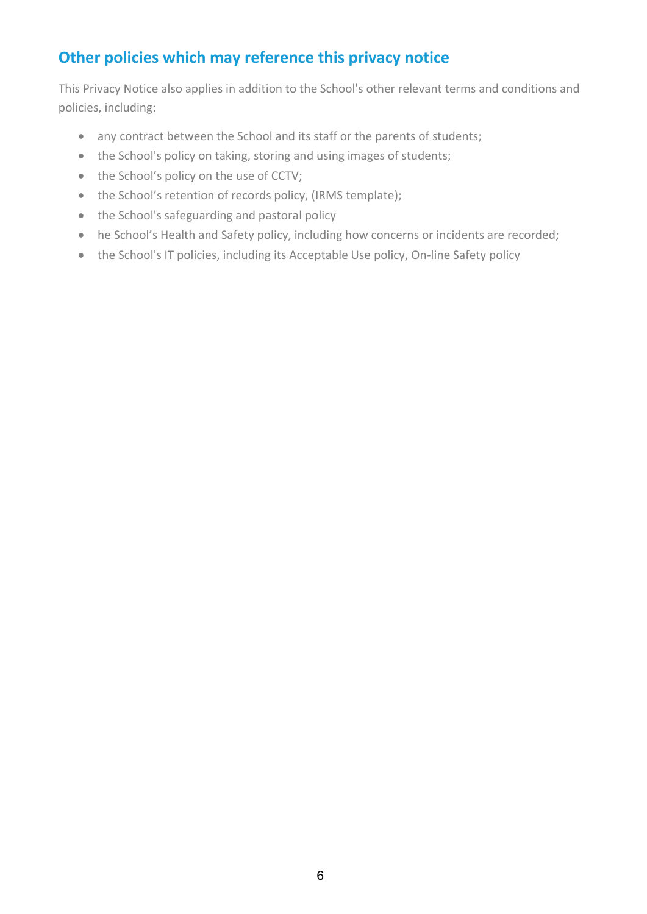## Other policies which may reference this privacy notice

This Privacy Notice also applies in addition to the School's other relevant terms and conditions and policies, including:

- any contract between the School and its staff or the parents of students;
- the School's policy on taking, storing and using images of students;
- the School's policy on the use of CCTV;
- the School's retention of records policy, (IRMS template);
- the School's safeguarding and pastoral policy
- he School's Health and Safety policy, including how concerns or incidents are recorded;
- the School's IT policies, including its Acceptable Use policy, On-line Safety policy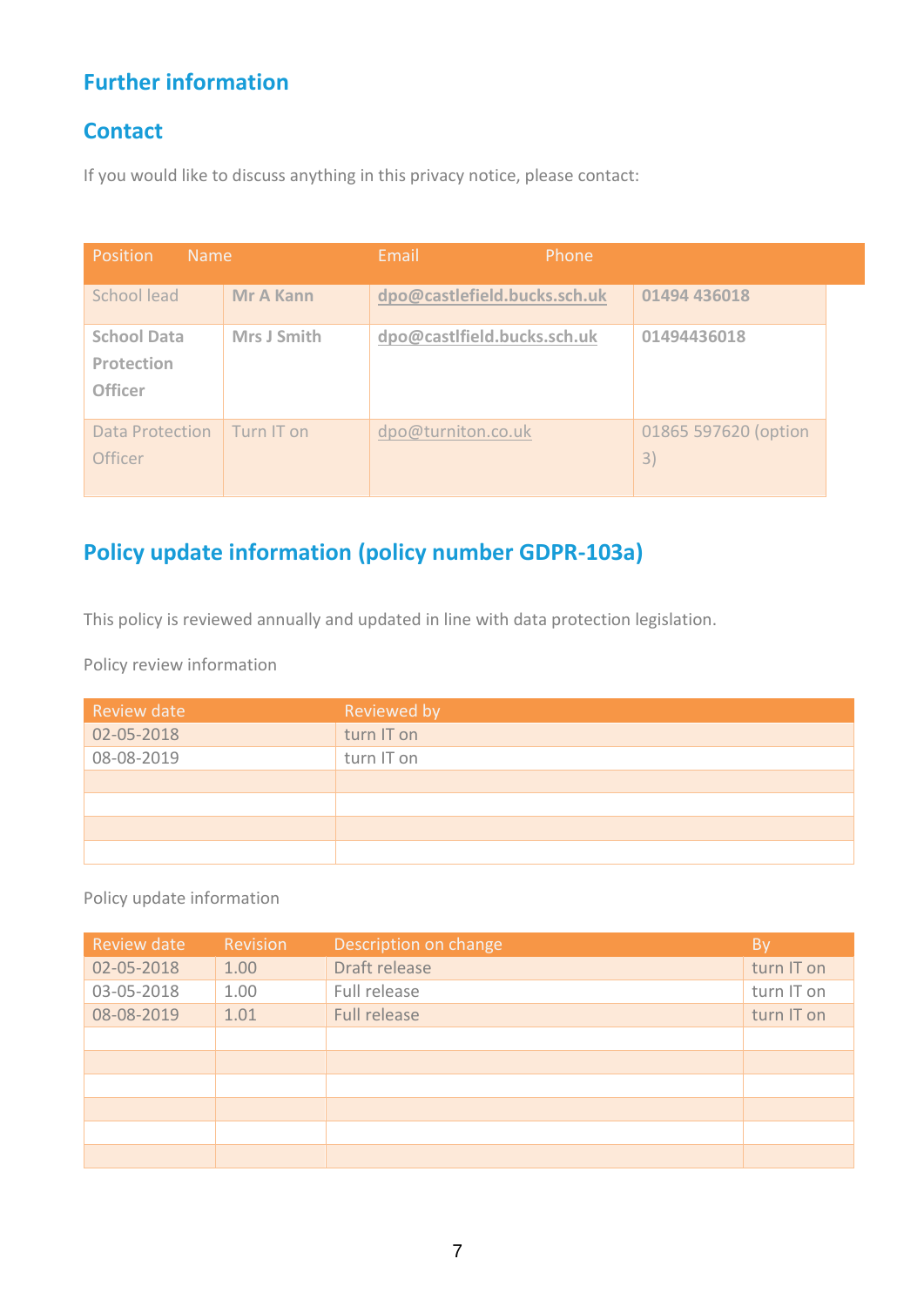## Further information

## Contact

If you would like to discuss anything in this privacy notice, please contact:

| Position | Name | Email | Phone |
|---|---|---|---|
| School lead | **Mr A Kann** | **dpo@castlefield.bucks.sch.uk** | **01494 436018** |
| **School Data Protection Officer** | **Mrs J Smith** | **dpo@castlfield.bucks.sch.uk** | **01494436018** |
| Data Protection Officer | Turn IT on | dpo@turniton.co.uk | 01865 597620 (option 3) |

## Policy update information (policy number GDPR-103a)

This policy is reviewed annually and updated in line with data protection legislation.

Policy review information

| Review date | Reviewed by |
|---|---|
| 02-05-2018 | turn IT on |
| 08-08-2019 | turn IT on |
| | |
| | |
| | |
| | |

Policy update information

| Review date | Revision | Description on change | By |
|---|---|---|---|
| 02-05-2018 | 1.00 | Draft release | turn IT on |
| 03-05-2018 | 1.00 | Full release | turn IT on |
| 08-08-2019 | 1.01 | Full release | turn IT on |
| | | | |
| | | | |
| | | | |
| | | | |
| | | | |
| | | | |